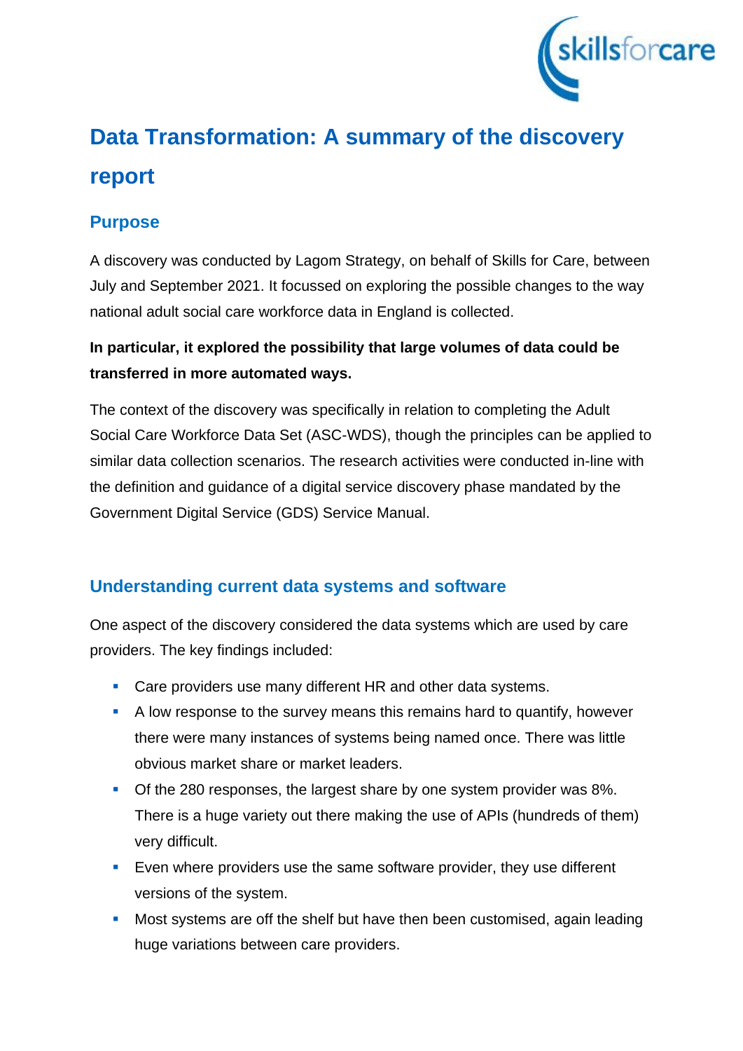# Data Transformation: A summary of the discovery report

## Purpose

A discovery was conducted by Lagom Strategy, on behalf of Skills for Care, between July and September 2021. It focussed on exploring the possible changes to the way national adult social care workforce data in England is collected.

**In particular, it explored the possibility that large volumes of data could be transferred in more automated ways.**

The context of the discovery was specifically in relation to completing the Adult Social Care Workforce Data Set (ASC-WDS), though the principles can be applied to similar data collection scenarios. The research activities were conducted in-line with the definition and guidance of a digital service discovery phase mandated by the Government Digital Service (GDS) Service Manual.

## Understanding current data systems and software

One aspect of the discovery considered the data systems which are used by care providers. The key findings included:

- Care providers use many different HR and other data systems.
- A low response to the survey means this remains hard to quantify, however there were many instances of systems being named once. There was little obvious market share or market leaders.
- Of the 280 responses, the largest share by one system provider was 8%. There is a huge variety out there making the use of APIs (hundreds of them) very difficult.
- Even where providers use the same software provider, they use different versions of the system.
- Most systems are off the shelf but have then been customised, again leading huge variations between care providers.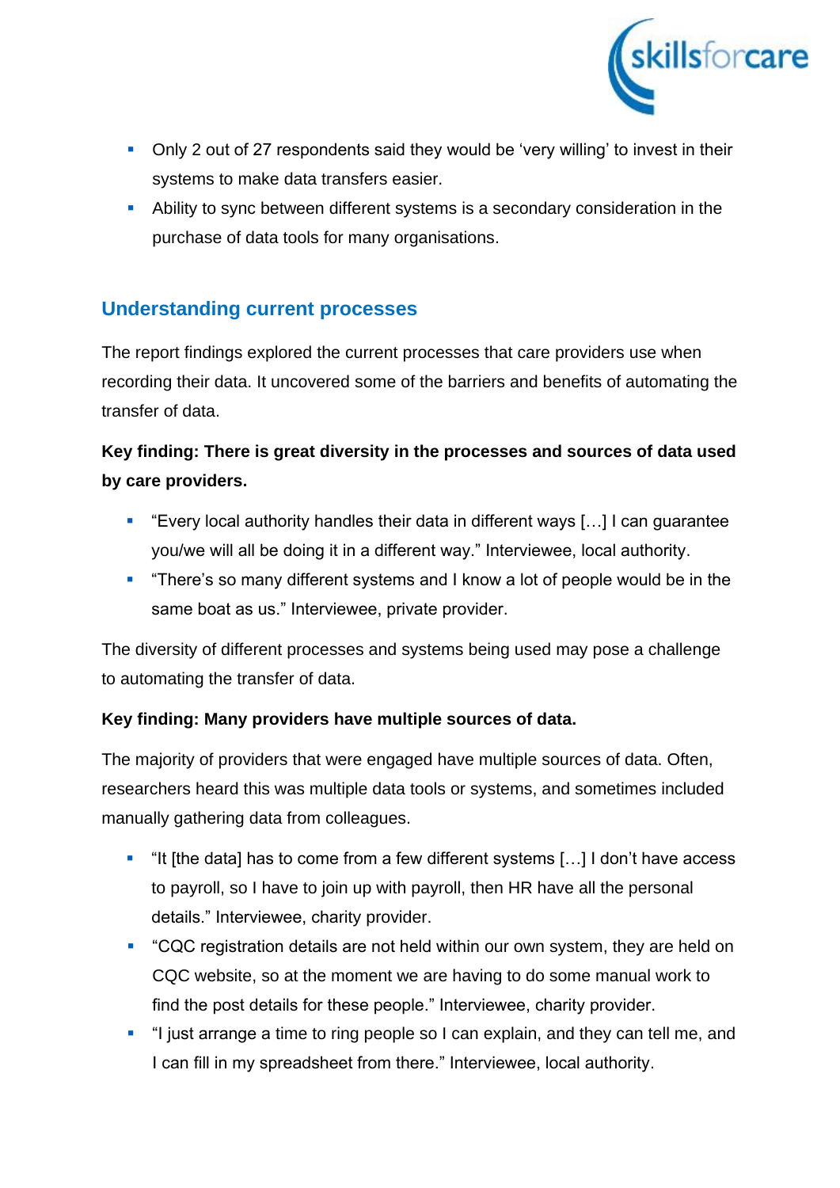- Only 2 out of 27 respondents said they would be 'very willing' to invest in their systems to make data transfers easier.
- Ability to sync between different systems is a secondary consideration in the purchase of data tools for many organisations.

## Understanding current processes

The report findings explored the current processes that care providers use when recording their data. It uncovered some of the barriers and benefits of automating the transfer of data.

**Key finding: There is great diversity in the processes and sources of data used by care providers.**

- "Every local authority handles their data in different ways […] I can guarantee you/we will all be doing it in a different way." Interviewee, local authority.
- "There's so many different systems and I know a lot of people would be in the same boat as us." Interviewee, private provider.

The diversity of different processes and systems being used may pose a challenge to automating the transfer of data.

**Key finding: Many providers have multiple sources of data.**

The majority of providers that were engaged have multiple sources of data. Often, researchers heard this was multiple data tools or systems, and sometimes included manually gathering data from colleagues.

- "It [the data] has to come from a few different systems […] I don't have access to payroll, so I have to join up with payroll, then HR have all the personal details." Interviewee, charity provider.
- "CQC registration details are not held within our own system, they are held on CQC website, so at the moment we are having to do some manual work to find the post details for these people." Interviewee, charity provider.
- "I just arrange a time to ring people so I can explain, and they can tell me, and I can fill in my spreadsheet from there." Interviewee, local authority.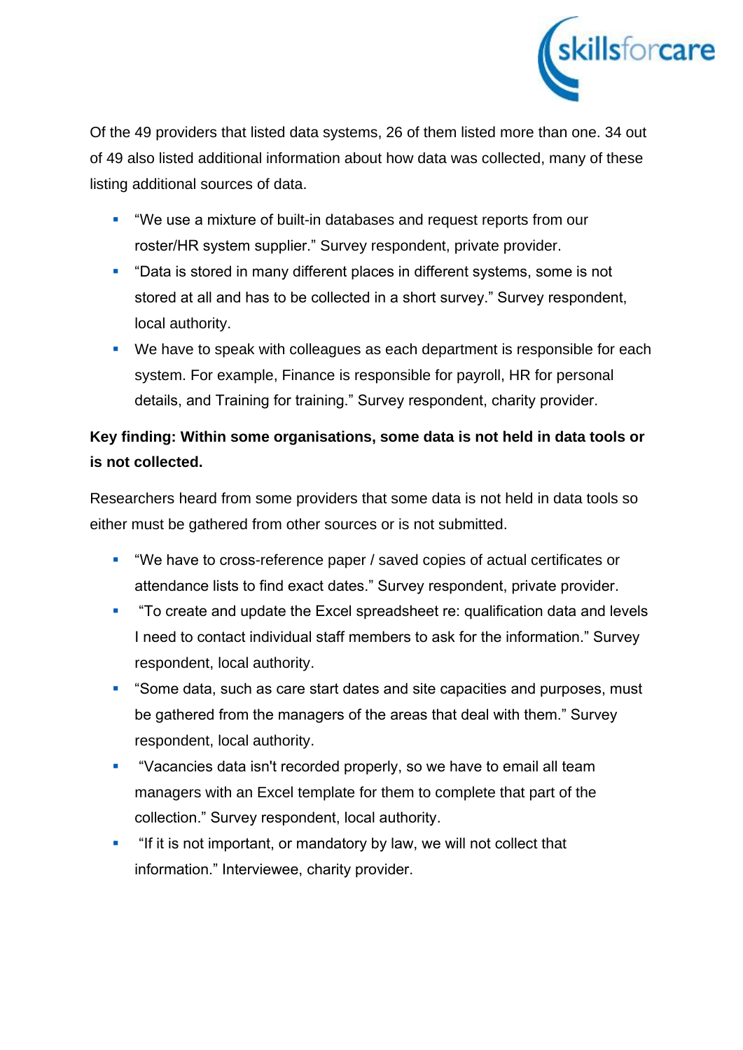Of the 49 providers that listed data systems, 26 of them listed more than one. 34 out of 49 also listed additional information about how data was collected, many of these listing additional sources of data.

- "We use a mixture of built-in databases and request reports from our roster/HR system supplier." Survey respondent, private provider.
- "Data is stored in many different places in different systems, some is not stored at all and has to be collected in a short survey." Survey respondent, local authority.
- We have to speak with colleagues as each department is responsible for each system. For example, Finance is responsible for payroll, HR for personal details, and Training for training." Survey respondent, charity provider.

**Key finding: Within some organisations, some data is not held in data tools or is not collected.**

Researchers heard from some providers that some data is not held in data tools so either must be gathered from other sources or is not submitted.

- "We have to cross-reference paper / saved copies of actual certificates or attendance lists to find exact dates." Survey respondent, private provider.
- "To create and update the Excel spreadsheet re: qualification data and levels I need to contact individual staff members to ask for the information." Survey respondent, local authority.
- "Some data, such as care start dates and site capacities and purposes, must be gathered from the managers of the areas that deal with them." Survey respondent, local authority.
- "Vacancies data isn't recorded properly, so we have to email all team managers with an Excel template for them to complete that part of the collection." Survey respondent, local authority.
- "If it is not important, or mandatory by law, we will not collect that information." Interviewee, charity provider.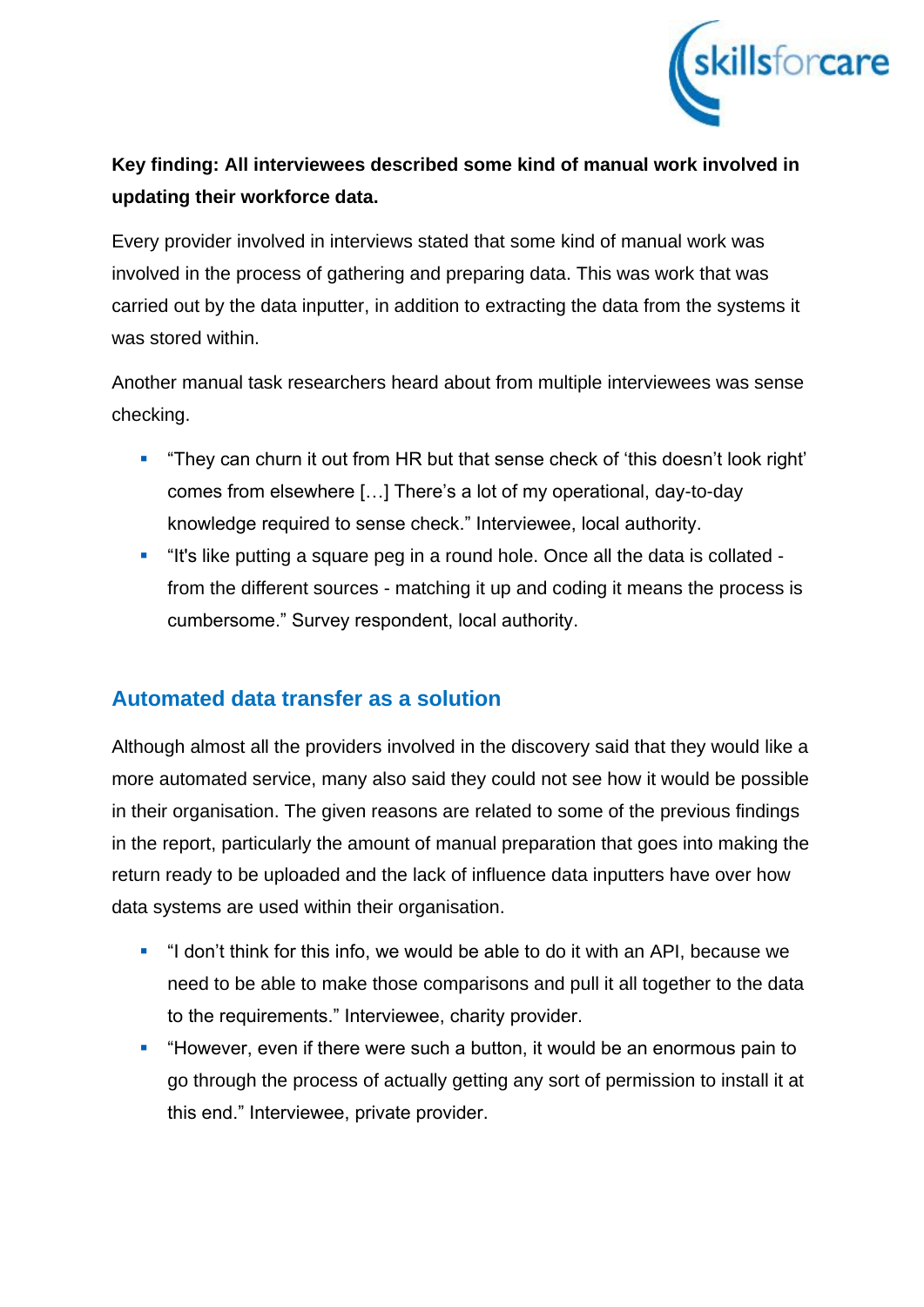**Key finding: All interviewees described some kind of manual work involved in updating their workforce data.**

Every provider involved in interviews stated that some kind of manual work was involved in the process of gathering and preparing data. This was work that was carried out by the data inputter, in addition to extracting the data from the systems it was stored within.

Another manual task researchers heard about from multiple interviewees was sense checking.

- "They can churn it out from HR but that sense check of 'this doesn't look right' comes from elsewhere […] There's a lot of my operational, day-to-day knowledge required to sense check." Interviewee, local authority.
- "It's like putting a square peg in a round hole. Once all the data is collated - from the different sources - matching it up and coding it means the process is cumbersome." Survey respondent, local authority.

## Automated data transfer as a solution

Although almost all the providers involved in the discovery said that they would like a more automated service, many also said they could not see how it would be possible in their organisation. The given reasons are related to some of the previous findings in the report, particularly the amount of manual preparation that goes into making the return ready to be uploaded and the lack of influence data inputters have over how data systems are used within their organisation.

- "I don't think for this info, we would be able to do it with an API, because we need to be able to make those comparisons and pull it all together to the data to the requirements." Interviewee, charity provider.
- "However, even if there were such a button, it would be an enormous pain to go through the process of actually getting any sort of permission to install it at this end." Interviewee, private provider.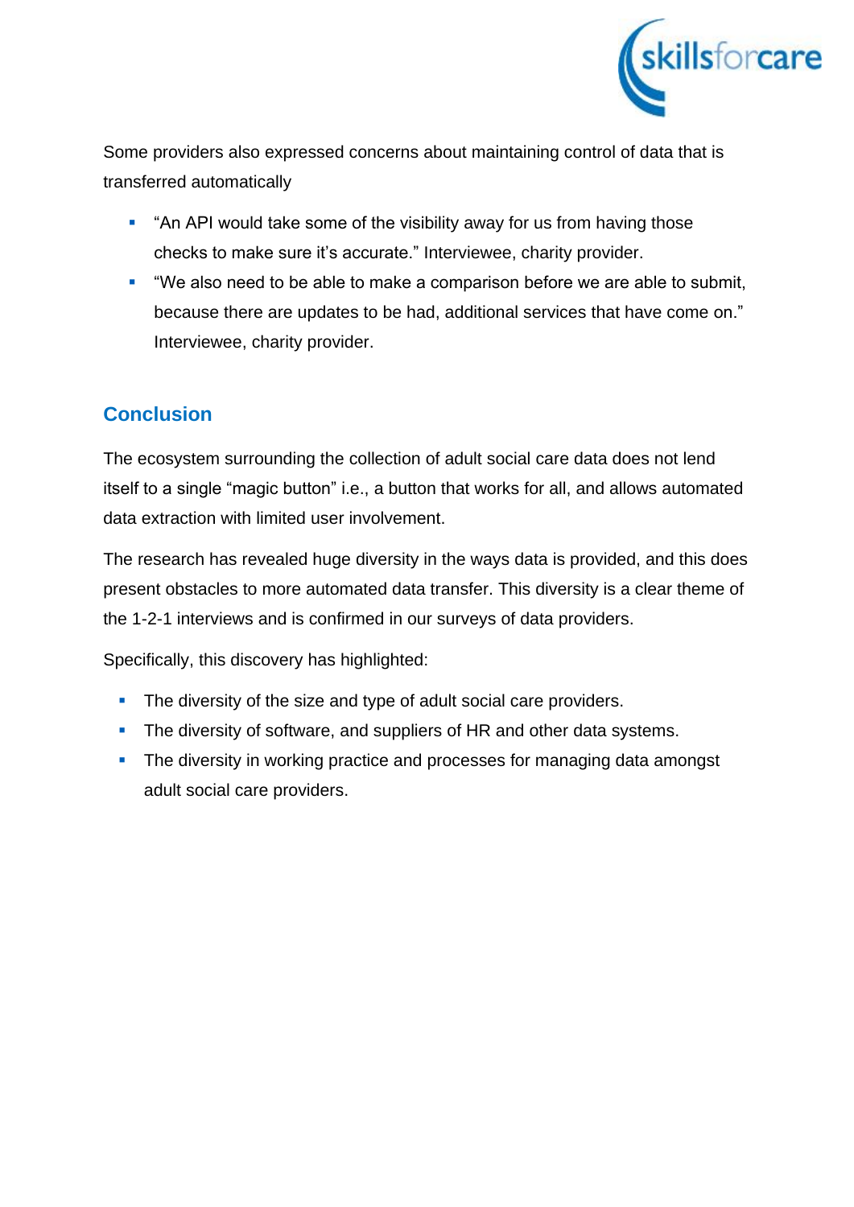Some providers also expressed concerns about maintaining control of data that is transferred automatically

- "An API would take some of the visibility away for us from having those checks to make sure it's accurate." Interviewee, charity provider.
- "We also need to be able to make a comparison before we are able to submit, because there are updates to be had, additional services that have come on." Interviewee, charity provider.

## Conclusion

The ecosystem surrounding the collection of adult social care data does not lend itself to a single "magic button" i.e., a button that works for all, and allows automated data extraction with limited user involvement.

The research has revealed huge diversity in the ways data is provided, and this does present obstacles to more automated data transfer. This diversity is a clear theme of the 1-2-1 interviews and is confirmed in our surveys of data providers.

Specifically, this discovery has highlighted:

- The diversity of the size and type of adult social care providers.
- The diversity of software, and suppliers of HR and other data systems.
- The diversity in working practice and processes for managing data amongst adult social care providers.